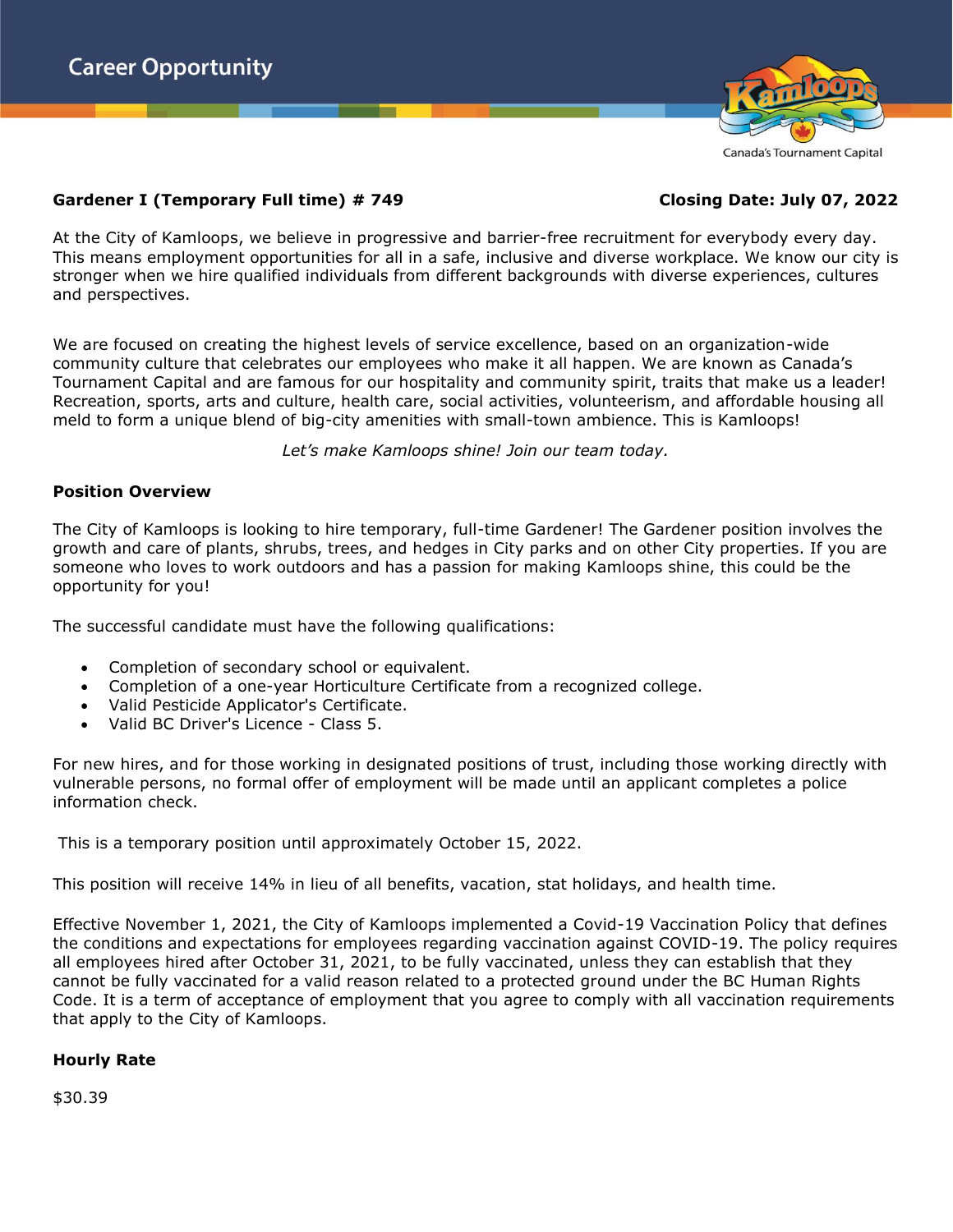# Career Opportunity

Canada's Tournament Capital

**Gardener I (Temporary Full time) # 749** **Closing Date: July 07, 2022**

At the City of Kamloops, we believe in progressive and barrier-free recruitment for everybody every day. This means employment opportunities for all in a safe, inclusive and diverse workplace. We know our city is stronger when we hire qualified individuals from different backgrounds with diverse experiences, cultures and perspectives.

We are focused on creating the highest levels of service excellence, based on an organization-wide community culture that celebrates our employees who make it all happen. We are known as Canada's Tournament Capital and are famous for our hospitality and community spirit, traits that make us a leader! Recreation, sports, arts and culture, health care, social activities, volunteerism, and affordable housing all meld to form a unique blend of big-city amenities with small-town ambience. This is Kamloops!

*Let's make Kamloops shine! Join our team today.*

## Position Overview

The City of Kamloops is looking to hire temporary, full-time Gardener! The Gardener position involves the growth and care of plants, shrubs, trees, and hedges in City parks and on other City properties. If you are someone who loves to work outdoors and has a passion for making Kamloops shine, this could be the opportunity for you!

The successful candidate must have the following qualifications:

- Completion of secondary school or equivalent.
- Completion of a one-year Horticulture Certificate from a recognized college.
- Valid Pesticide Applicator's Certificate.
- Valid BC Driver's Licence - Class 5.

For new hires, and for those working in designated positions of trust, including those working directly with vulnerable persons, no formal offer of employment will be made until an applicant completes a police information check.

This is a temporary position until approximately October 15, 2022.

This position will receive 14% in lieu of all benefits, vacation, stat holidays, and health time.

Effective November 1, 2021, the City of Kamloops implemented a Covid-19 Vaccination Policy that defines the conditions and expectations for employees regarding vaccination against COVID-19. The policy requires all employees hired after October 31, 2021, to be fully vaccinated, unless they can establish that they cannot be fully vaccinated for a valid reason related to a protected ground under the BC Human Rights Code. It is a term of acceptance of employment that you agree to comply with all vaccination requirements that apply to the City of Kamloops.

## Hourly Rate

$30.39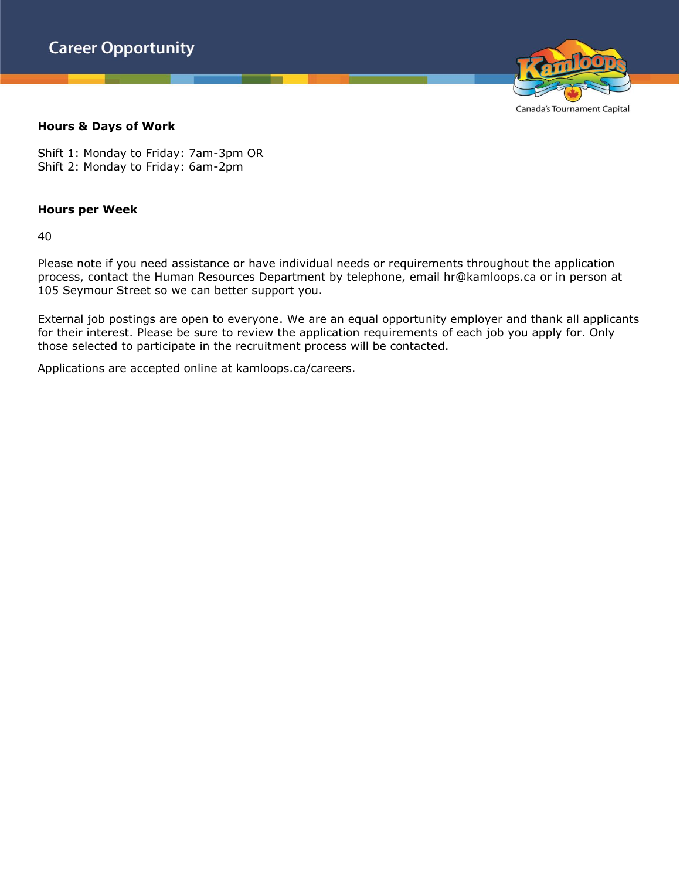**Hours & Days of Work**

Shift 1: Monday to Friday: 7am-3pm OR
Shift 2: Monday to Friday: 6am-2pm

**Hours per Week**

40

Please note if you need assistance or have individual needs or requirements throughout the application process, contact the Human Resources Department by telephone, email hr@kamloops.ca or in person at 105 Seymour Street so we can better support you.

External job postings are open to everyone. We are an equal opportunity employer and thank all applicants for their interest. Please be sure to review the application requirements of each job you apply for. Only those selected to participate in the recruitment process will be contacted.

Applications are accepted online at kamloops.ca/careers.